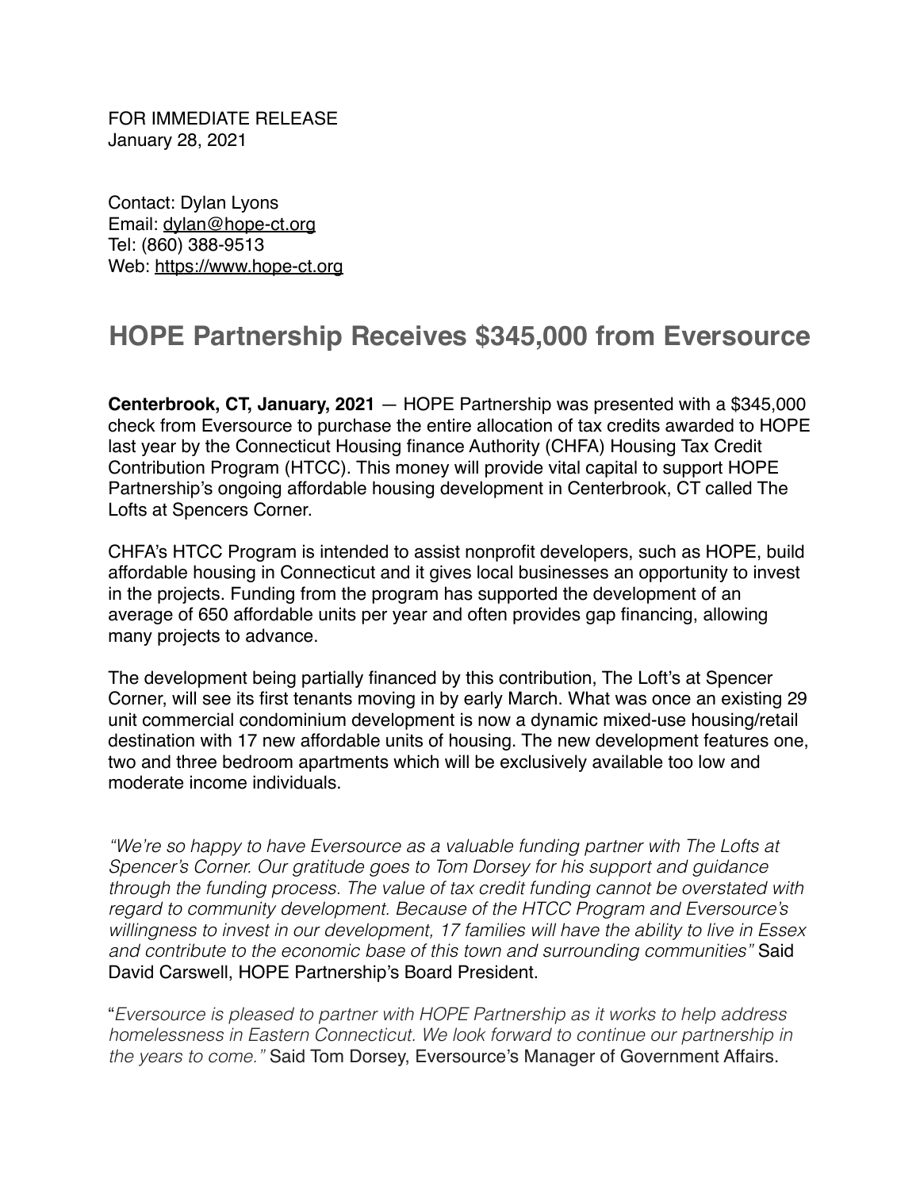FOR IMMEDIATE RELEASE
January 28, 2021

Contact: Dylan Lyons
Email: dylan@hope-ct.org
Tel: (860) 388-9513
Web: https://www.hope-ct.org

# HOPE Partnership Receives $345,000 from Eversource

**Centerbrook, CT, January, 2021** — HOPE Partnership was presented with a $345,000 check from Eversource to purchase the entire allocation of tax credits awarded to HOPE last year by the Connecticut Housing finance Authority (CHFA) Housing Tax Credit Contribution Program (HTCC). This money will provide vital capital to support HOPE Partnership's ongoing affordable housing development in Centerbrook, CT called The Lofts at Spencers Corner.

CHFA's HTCC Program is intended to assist nonprofit developers, such as HOPE, build affordable housing in Connecticut and it gives local businesses an opportunity to invest in the projects. Funding from the program has supported the development of an average of 650 affordable units per year and often provides gap financing, allowing many projects to advance.

The development being partially financed by this contribution, The Loft's at Spencer Corner, will see its first tenants moving in by early March. What was once an existing 29 unit commercial condominium development is now a dynamic mixed-use housing/retail destination with 17 new affordable units of housing. The new development features one, two and three bedroom apartments which will be exclusively available too low and moderate income individuals.

*"We're so happy to have Eversource as a valuable funding partner with The Lofts at Spencer's Corner. Our gratitude goes to Tom Dorsey for his support and guidance through the funding process. The value of tax credit funding cannot be overstated with regard to community development. Because of the HTCC Program and Eversource's willingness to invest in our development, 17 families will have the ability to live in Essex and contribute to the economic base of this town and surrounding communities"* Said David Carswell, HOPE Partnership's Board President.

"*Eversource is pleased to partner with HOPE Partnership as it works to help address homelessness in Eastern Connecticut. We look forward to continue our partnership in the years to come."* Said Tom Dorsey, Eversource's Manager of Government Affairs.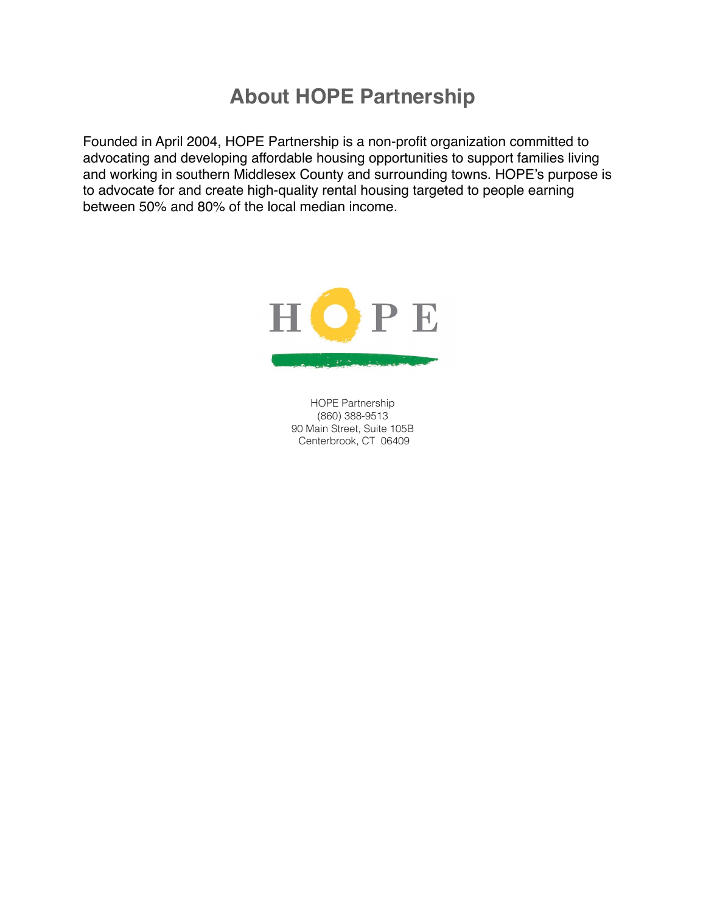# About HOPE Partnership

Founded in April 2004, HOPE Partnership is a non-profit organization committed to advocating and developing affordable housing opportunities to support families living and working in southern Middlesex County and surrounding towns. HOPE's purpose is to advocate for and create high-quality rental housing targeted to people earning between 50% and 80% of the local median income.

HOPE

HOPE Partnership
(860) 388-9513
90 Main Street, Suite 105B
Centerbrook, CT 06409